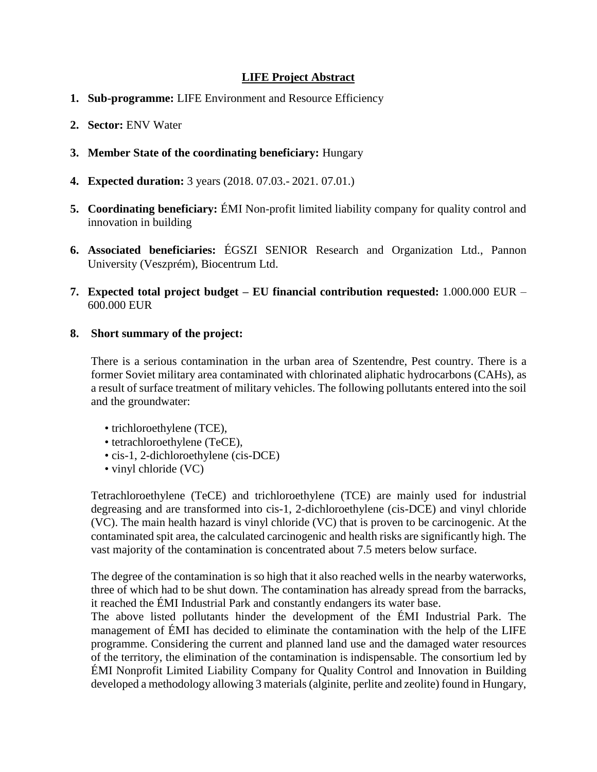# LIFE Project Abstract

1. **Sub-programme:** LIFE Environment and Resource Efficiency
2. **Sector:** ENV Water
3. **Member State of the coordinating beneficiary:** Hungary
4. **Expected duration:** 3 years (2018. 07.03.- 2021. 07.01.)
5. **Coordinating beneficiary:** ÉMI Non-profit limited liability company for quality control and innovation in building
6. **Associated beneficiaries:** ÉGSZI SENIOR Research and Organization Ltd., Pannon University (Veszprém), Biocentrum Ltd.
7. **Expected total project budget – EU financial contribution requested:** 1.000.000 EUR – 600.000 EUR
8. **Short summary of the project:**

There is a serious contamination in the urban area of Szentendre, Pest country. There is a former Soviet military area contaminated with chlorinated aliphatic hydrocarbons (CAHs), as a result of surface treatment of military vehicles. The following pollutants entered into the soil and the groundwater:

- trichloroethylene (TCE),
- tetrachloroethylene (TeCE),
- cis-1, 2-dichloroethylene (cis-DCE)
- vinyl chloride (VC)

Tetrachloroethylene (TeCE) and trichloroethylene (TCE) are mainly used for industrial degreasing and are transformed into cis-1, 2-dichloroethylene (cis-DCE) and vinyl chloride (VC). The main health hazard is vinyl chloride (VC) that is proven to be carcinogenic. At the contaminated spit area, the calculated carcinogenic and health risks are significantly high. The vast majority of the contamination is concentrated about 7.5 meters below surface.

The degree of the contamination is so high that it also reached wells in the nearby waterworks, three of which had to be shut down. The contamination has already spread from the barracks, it reached the ÉMI Industrial Park and constantly endangers its water base.

The above listed pollutants hinder the development of the ÉMI Industrial Park. The management of ÉMI has decided to eliminate the contamination with the help of the LIFE programme. Considering the current and planned land use and the damaged water resources of the territory, the elimination of the contamination is indispensable. The consortium led by ÉMI Nonprofit Limited Liability Company for Quality Control and Innovation in Building developed a methodology allowing 3 materials (alginite, perlite and zeolite) found in Hungary,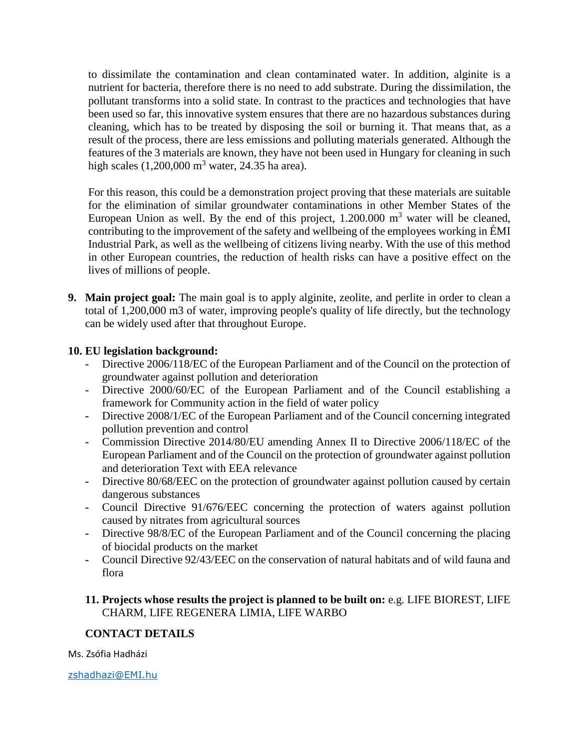to dissimilate the contamination and clean contaminated water. In addition, alginite is a nutrient for bacteria, therefore there is no need to add substrate. During the dissimilation, the pollutant transforms into a solid state. In contrast to the practices and technologies that have been used so far, this innovative system ensures that there are no hazardous substances during cleaning, which has to be treated by disposing the soil or burning it. That means that, as a result of the process, there are less emissions and polluting materials generated. Although the features of the 3 materials are known, they have not been used in Hungary for cleaning in such high scales (1,200,000 $m^3$ water, 24.35 ha area).

For this reason, this could be a demonstration project proving that these materials are suitable for the elimination of similar groundwater contaminations in other Member States of the European Union as well. By the end of this project, 1.200.000 $m^3$ water will be cleaned, contributing to the improvement of the safety and wellbeing of the employees working in ÉMI Industrial Park, as well as the wellbeing of citizens living nearby. With the use of this method in other European countries, the reduction of health risks can have a positive effect on the lives of millions of people.

9. **Main project goal:** The main goal is to apply alginite, zeolite, and perlite in order to clean a total of 1,200,000 m3 of water, improving people's quality of life directly, but the technology can be widely used after that throughout Europe.

**10. EU legislation background:**

- Directive 2006/118/EC of the European Parliament and of the Council on the protection of groundwater against pollution and deterioration
- Directive 2000/60/EC of the European Parliament and of the Council establishing a framework for Community action in the field of water policy
- Directive 2008/1/EC of the European Parliament and of the Council concerning integrated pollution prevention and control
- Commission Directive 2014/80/EU amending Annex II to Directive 2006/118/EC of the European Parliament and of the Council on the protection of groundwater against pollution and deterioration Text with EEA relevance
- Directive 80/68/EEC on the protection of groundwater against pollution caused by certain dangerous substances
- Council Directive 91/676/EEC concerning the protection of waters against pollution caused by nitrates from agricultural sources
- Directive 98/8/EC of the European Parliament and of the Council concerning the placing of biocidal products on the market
- Council Directive 92/43/EEC on the conservation of natural habitats and of wild fauna and flora

**11. Projects whose results the project is planned to be built on:** e.g. LIFE BIOREST, LIFE CHARM, LIFE REGENERA LIMIA, LIFE WARBO

**CONTACT DETAILS**

Ms. Zsófia Hadházi

zshadhazi@EMI.hu